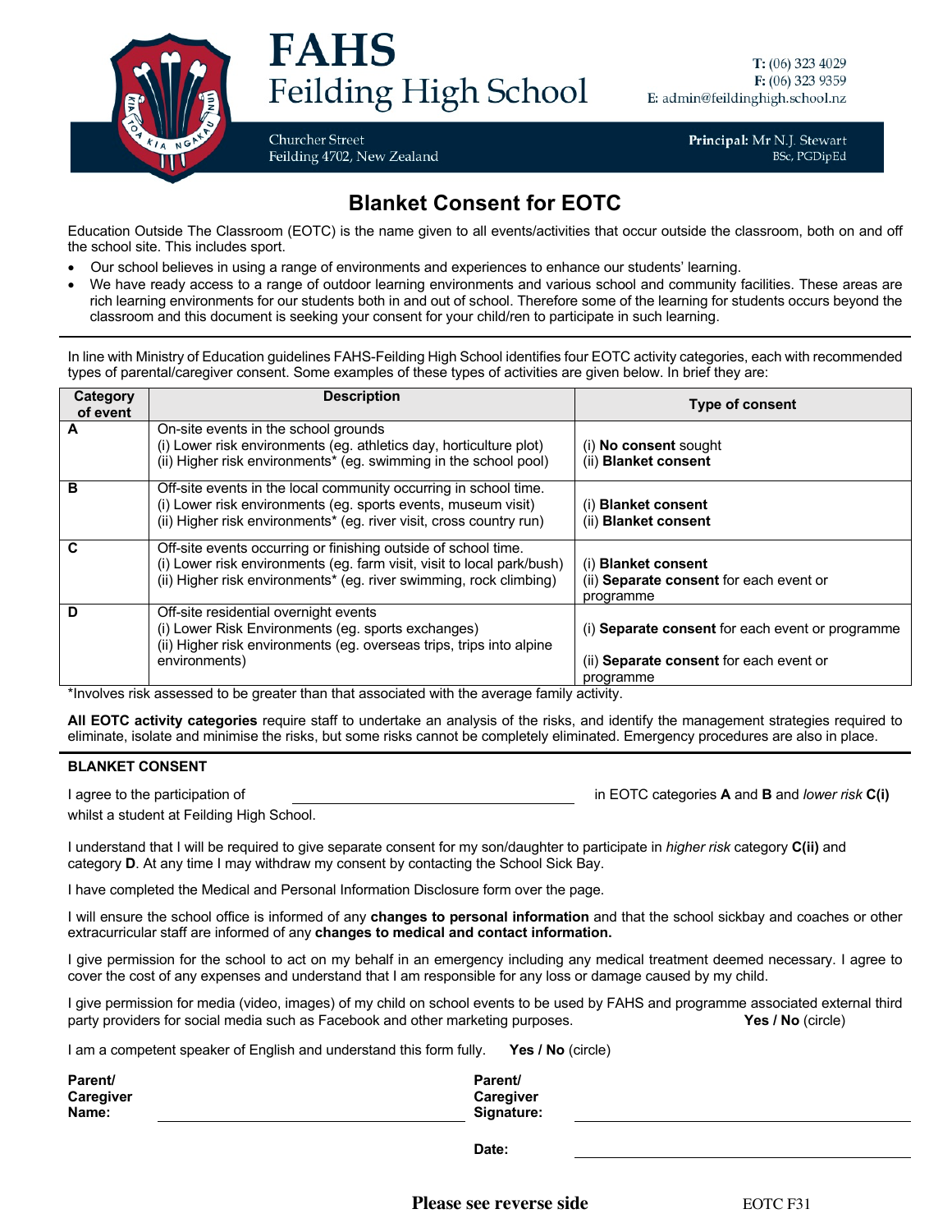# FAHS
## Feilding High School

Churcher Street
Feilding 4702, New Zealand

**T:** (06) 323 4029
**F:** (06) 323 9359
**E:** admin@feildinghigh.school.nz

**Principal:** Mr N.J. Stewart
BSc, PGDipEd

## Blanket Consent for EOTC

Education Outside The Classroom (EOTC) is the name given to all events/activities that occur outside the classroom, both on and off the school site. This includes sport.

- Our school believes in using a range of environments and experiences to enhance our students' learning.
- We have ready access to a range of outdoor learning environments and various school and community facilities. These areas are rich learning environments for our students both in and out of school. Therefore some of the learning for students occurs beyond the classroom and this document is seeking your consent for your child/ren to participate in such learning.

---

In line with Ministry of Education guidelines FAHS-Feilding High School identifies four EOTC activity categories, each with recommended types of parental/caregiver consent. Some examples of these types of activities are given below. In brief they are:

| Category of event | Description | Type of consent |
|---|---|---|
| **A** | On-site events in the school grounds<br>(i) Lower risk environments (eg. athletics day, horticulture plot)<br>(ii) Higher risk environments* (eg. swimming in the school pool) | (i) **No consent** sought<br>(ii) **Blanket consent** |
| **B** | Off-site events in the local community occurring in school time.<br>(i) Lower risk environments (eg. sports events, museum visit)<br>(ii) Higher risk environments* (eg. river visit, cross country run) | (i) **Blanket consent**<br>(ii) **Blanket consent** |
| **C** | Off-site events occurring or finishing outside of school time.<br>(i) Lower risk environments (eg. farm visit, visit to local park/bush)<br>(ii) Higher risk environments* (eg. river swimming, rock climbing) | (i) **Blanket consent**<br>(ii) **Separate consent** for each event or programme |
| **D** | Off-site residential overnight events<br>(i) Lower Risk Environments (eg. sports exchanges)<br>(ii) Higher risk environments (eg. overseas trips, trips into alpine environments) | (i) **Separate consent** for each event or programme<br>(ii) **Separate consent** for each event or programme |

*Involves risk assessed to be greater than that associated with the average family activity.

**All EOTC activity categories** require staff to undertake an analysis of the risks, and identify the management strategies required to eliminate, isolate and minimise the risks, but some risks cannot be completely eliminated. Emergency procedures are also in place.

---

**BLANKET CONSENT**

I agree to the participation of ______________________________ in EOTC categories **A** and **B** and *lower risk* **C(i)** whilst a student at Feilding High School.

I understand that I will be required to give separate consent for my son/daughter to participate in *higher risk* category **C(ii)** and category **D**. At any time I may withdraw my consent by contacting the School Sick Bay.

I have completed the Medical and Personal Information Disclosure form over the page.

I will ensure the school office is informed of any **changes to personal information** and that the school sickbay and coaches or other extracurricular staff are informed of any **changes to medical and contact information.**

I give permission for the school to act on my behalf in an emergency including any medical treatment deemed necessary. I agree to cover the cost of any expenses and understand that I am responsible for any loss or damage caused by my child.

I give permission for media (video, images) of my child on school events to be used by FAHS and programme associated external third party providers for social media such as Facebook and other marketing purposes. **Yes / No** (circle)

I am a competent speaker of English and understand this form fully. **Yes / No** (circle)

**Parent/ Caregiver Name:** ______________________________ **Parent/ Caregiver Signature:** ______________________________

**Date:** ______________________________

**Please see reverse side**

EOTC F31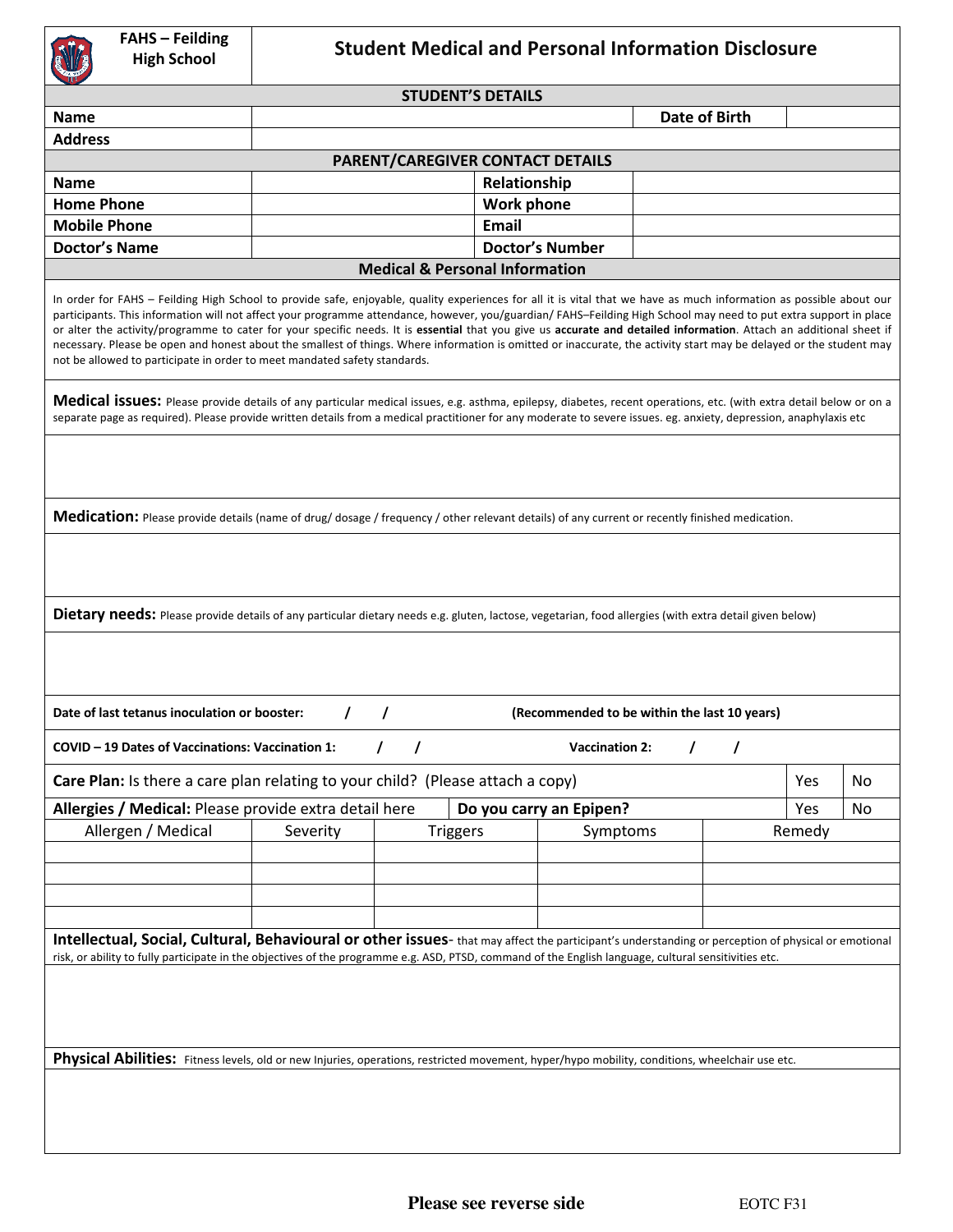| FAHS – Feilding High School | Student Medical and Personal Information Disclosure | | |
|---|---|---|---|

**STUDENT'S DETAILS**

| | | | |
|---|---|---|---|
| **Name** | | **Date of Birth** | |
| **Address** | | | |

**PARENT/CAREGIVER CONTACT DETAILS**

| | | | |
|---|---|---|---|
| **Name** | | **Relationship** | |
| **Home Phone** | | **Work phone** | |
| **Mobile Phone** | | **Email** | |
| **Doctor's Name** | | **Doctor's Number** | |

**Medical & Personal Information**

In order for FAHS – Feilding High School to provide safe, enjoyable, quality experiences for all it is vital that we have as much information as possible about our participants. This information will not affect your programme attendance, however, you/guardian/ FAHS–Feilding High School may need to put extra support in place or alter the activity/programme to cater for your specific needs. It is **essential** that you give us **accurate and detailed information**. Attach an additional sheet if necessary. Please be open and honest about the smallest of things. Where information is omitted or inaccurate, the activity start may be delayed or the student may not be allowed to participate in order to meet mandated safety standards.

**Medical issues:** Please provide details of any particular medical issues, e.g. asthma, epilepsy, diabetes, recent operations, etc. (with extra detail below or on a separate page as required). Please provide written details from a medical practitioner for any moderate to severe issues. eg. anxiety, depression, anaphylaxis etc

**Medication:** Please provide details (name of drug/ dosage / frequency / other relevant details) of any current or recently finished medication.

**Dietary needs:** Please provide details of any particular dietary needs e.g. gluten, lactose, vegetarian, food allergies (with extra detail given below)

**Date of last tetanus inoculation or booster:** / / **(Recommended to be within the last 10 years)**

**COVID – 19 Dates of Vaccinations: Vaccination 1:** / / **Vaccination 2:** / /

| | | |
|---|---|---|
| **Care Plan:** Is there a care plan relating to your child? (Please attach a copy) | Yes | No |
| **Allergies / Medical:** Please provide extra detail here — **Do you carry an Epipen?** | Yes | No |

| Allergen / Medical | Severity | Triggers | Symptoms | Remedy |
|---|---|---|---|---|
| | | | | |
| | | | | |
| | | | | |
| | | | | |

**Intellectual, Social, Cultural, Behavioural or other issues**- that may affect the participant's understanding or perception of physical or emotional risk, or ability to fully participate in the objectives of the programme e.g. ASD, PTSD, command of the English language, cultural sensitivities etc.

**Physical Abilities:** Fitness levels, old or new Injuries, operations, restricted movement, hyper/hypo mobility, conditions, wheelchair use etc.

**Please see reverse side**

EOTC F31